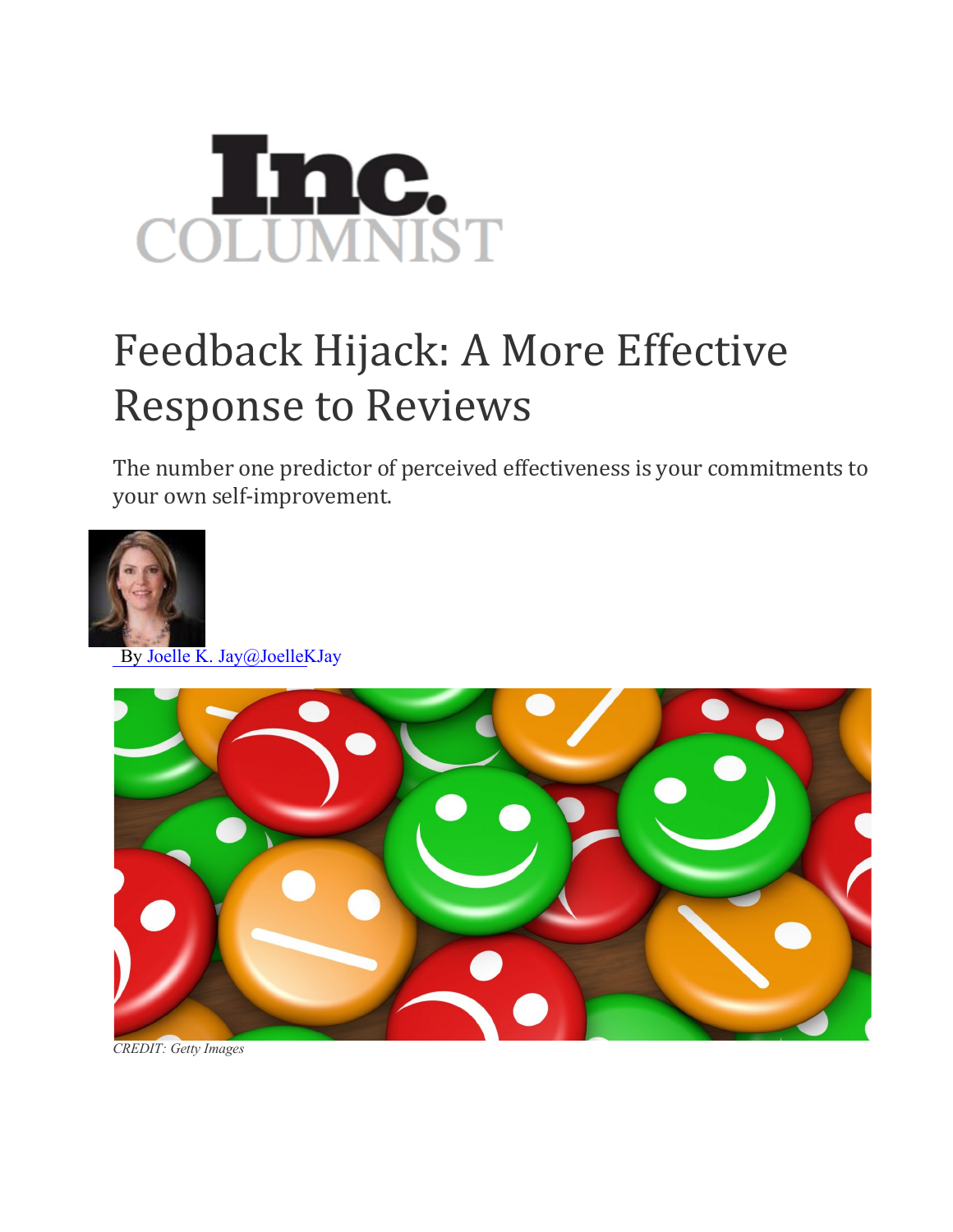Inc. COLUMNIST

# Feedback Hijack: A More Effective Response to Reviews

The number one predictor of perceived effectiveness is your commitments to your own self-improvement.

By Joelle K. Jay@JoelleKJay

*CREDIT: Getty Images*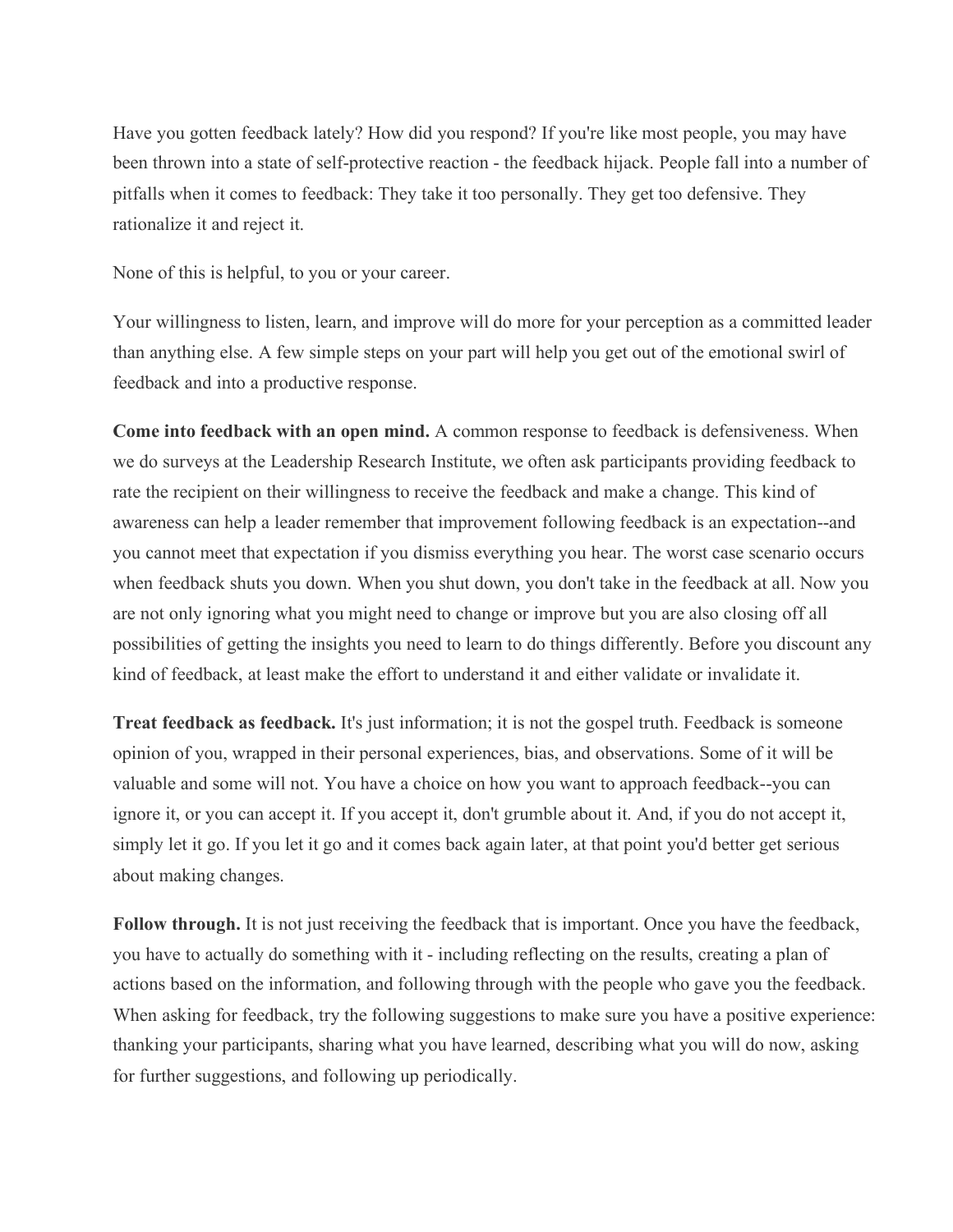Have you gotten feedback lately? How did you respond? If you're like most people, you may have been thrown into a state of self-protective reaction - the feedback hijack. People fall into a number of pitfalls when it comes to feedback: They take it too personally. They get too defensive. They rationalize it and reject it.

None of this is helpful, to you or your career.

Your willingness to listen, learn, and improve will do more for your perception as a committed leader than anything else. A few simple steps on your part will help you get out of the emotional swirl of feedback and into a productive response.

**Come into feedback with an open mind.** A common response to feedback is defensiveness. When we do surveys at the Leadership Research Institute, we often ask participants providing feedback to rate the recipient on their willingness to receive the feedback and make a change. This kind of awareness can help a leader remember that improvement following feedback is an expectation--and you cannot meet that expectation if you dismiss everything you hear. The worst case scenario occurs when feedback shuts you down. When you shut down, you don't take in the feedback at all. Now you are not only ignoring what you might need to change or improve but you are also closing off all possibilities of getting the insights you need to learn to do things differently. Before you discount any kind of feedback, at least make the effort to understand it and either validate or invalidate it.

**Treat feedback as feedback.** It's just information; it is not the gospel truth. Feedback is someone opinion of you, wrapped in their personal experiences, bias, and observations. Some of it will be valuable and some will not. You have a choice on how you want to approach feedback--you can ignore it, or you can accept it. If you accept it, don't grumble about it. And, if you do not accept it, simply let it go. If you let it go and it comes back again later, at that point you'd better get serious about making changes.

**Follow through.** It is not just receiving the feedback that is important. Once you have the feedback, you have to actually do something with it - including reflecting on the results, creating a plan of actions based on the information, and following through with the people who gave you the feedback. When asking for feedback, try the following suggestions to make sure you have a positive experience: thanking your participants, sharing what you have learned, describing what you will do now, asking for further suggestions, and following up periodically.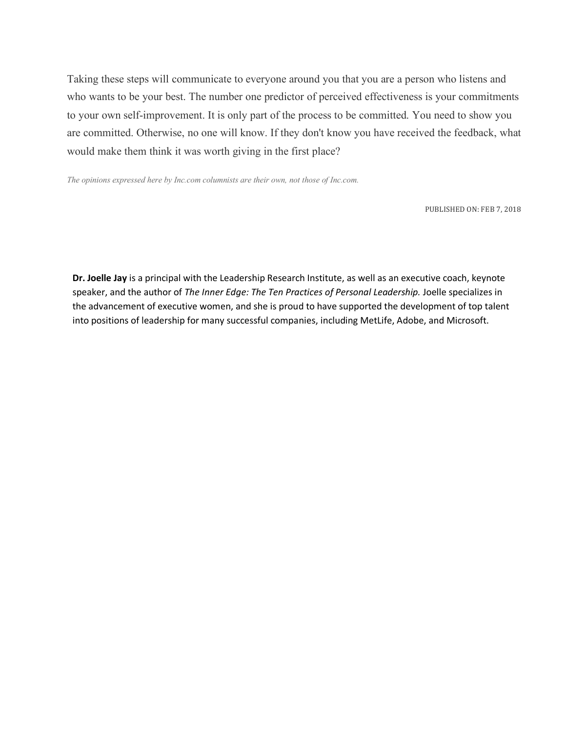Taking these steps will communicate to everyone around you that you are a person who listens and who wants to be your best. The number one predictor of perceived effectiveness is your commitments to your own self-improvement. It is only part of the process to be committed. You need to show you are committed. Otherwise, no one will know. If they don't know you have received the feedback, what would make them think it was worth giving in the first place?

*The opinions expressed here by Inc.com columnists are their own, not those of Inc.com.*

PUBLISHED ON: FEB 7, 2018

**Dr. Joelle Jay** is a principal with the Leadership Research Institute, as well as an executive coach, keynote speaker, and the author of *The Inner Edge: The Ten Practices of Personal Leadership.* Joelle specializes in the advancement of executive women, and she is proud to have supported the development of top talent into positions of leadership for many successful companies, including MetLife, Adobe, and Microsoft.